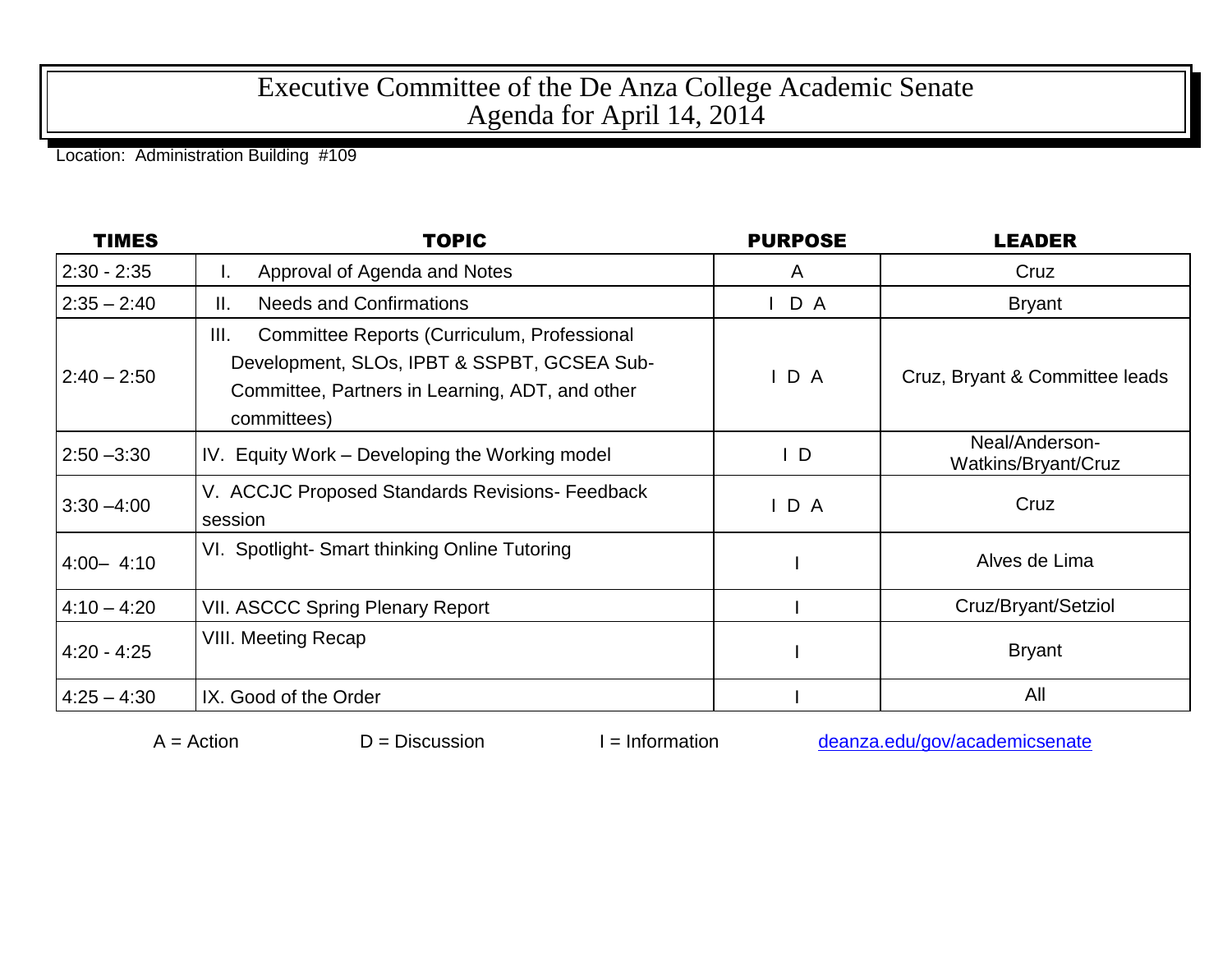# Executive Committee of the De Anza College Academic Senate
# Agenda for April 14, 2014

Location: Administration Building #109

| TIMES | TOPIC | PURPOSE | LEADER |
|---|---|---|---|
| 2:30 - 2:35 | I. Approval of Agenda and Notes | A | Cruz |
| 2:35 – 2:40 | II. Needs and Confirmations | I D A | Bryant |
| 2:40 – 2:50 | III. Committee Reports (Curriculum, Professional Development, SLOs, IPBT & SSPBT, GCSEA Sub-Committee, Partners in Learning, ADT, and other committees) | I D A | Cruz, Bryant & Committee leads |
| 2:50 –3:30 | IV. Equity Work – Developing the Working model | I D | Neal/Anderson-Watkins/Bryant/Cruz |
| 3:30 –4:00 | V. ACCJC Proposed Standards Revisions- Feedback session | I D A | Cruz |
| 4:00– 4:10 | VI. Spotlight- Smart thinking Online Tutoring | I | Alves de Lima |
| 4:10 – 4:20 | VII. ASCCC Spring Plenary Report | I | Cruz/Bryant/Setziol |
| 4:20 - 4:25 | VIII. Meeting Recap | I | Bryant |
| 4:25 – 4:30 | IX. Good of the Order | I | All |

A = Action D = Discussion I = Information deanza.edu/gov/academicsenate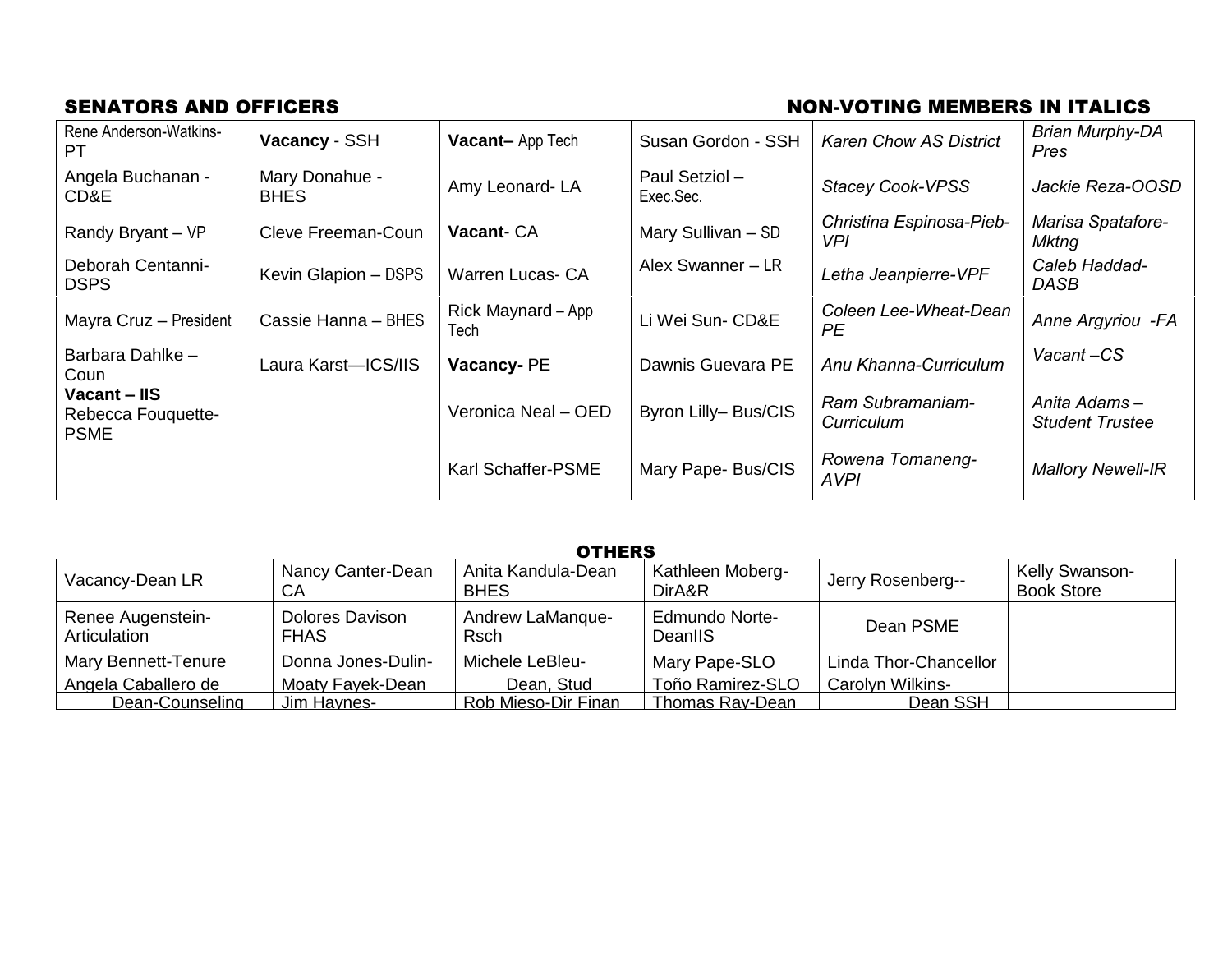**SENATORS AND OFFICERS** **NON-VOTING MEMBERS IN ITALICS**

| | | | | | |
|---|---|---|---|---|---|
| Rene Anderson-Watkins-PT | **Vacancy** - SSH | **Vacant–** App Tech | Susan Gordon - SSH | *Karen Chow AS District* | *Brian Murphy-DA Pres* |
| Angela Buchanan - CD&E | Mary Donahue - BHES | Amy Leonard- LA | Paul Setziol – Exec.Sec. | *Stacey Cook-VPSS* | *Jackie Reza-OOSD* |
| Randy Bryant – VP | Cleve Freeman-Coun | **Vacant**- CA | Mary Sullivan – SD | *Christina Espinosa-Pieb-VPI* | *Marisa Spatafore-Mktng* |
| Deborah Centanni-DSPS | Kevin Glapion – DSPS | Warren Lucas- CA | Alex Swanner – LR | *Letha Jeanpierre-VPF* | *Caleb Haddad-DASB* |
| Mayra Cruz – President | Cassie Hanna – BHES | Rick Maynard – App Tech | Li Wei Sun- CD&E | *Coleen Lee-Wheat-Dean PE* | *Anne Argyriou -FA* |
| Barbara Dahlke – Coun | Laura Karst—ICS/IIS | **Vacancy-** PE | Dawnis Guevara PE | *Anu Khanna-Curriculum* | *Vacant –CS* |
| **Vacant – IIS** Rebecca Fouquette-PSME | | Veronica Neal – OED | Byron Lilly– Bus/CIS | *Ram Subramaniam-Curriculum* | *Anita Adams – Student Trustee* |
| | | Karl Schaffer-PSME | Mary Pape- Bus/CIS | *Rowena Tomaneng-AVPI* | *Mallory Newell-IR* |

**OTHERS**

| | | | | | |
|---|---|---|---|---|---|
| Vacancy-Dean LR | Nancy Canter-Dean CA | Anita Kandula-Dean BHES | Kathleen Moberg-DirA&R | Jerry Rosenberg-- | Kelly Swanson-Book Store |
| Renee Augenstein-Articulation | Dolores Davison FHAS | Andrew LaManque-Rsch | Edmundo Norte-DeanIIS | Dean PSME | |
| Mary Bennett-Tenure | Donna Jones-Dulin- | Michele LeBleu- | Mary Pape-SLO | Linda Thor-Chancellor | |
| Angela Caballero de | Moaty Fayek-Dean | Dean, Stud | Toño Ramirez-SLO | Carolyn Wilkins- | |
| Dean-Counseling | Jim Haynes- | Rob Mieso-Dir Finan | Thomas Ray-Dean | Dean SSH | |